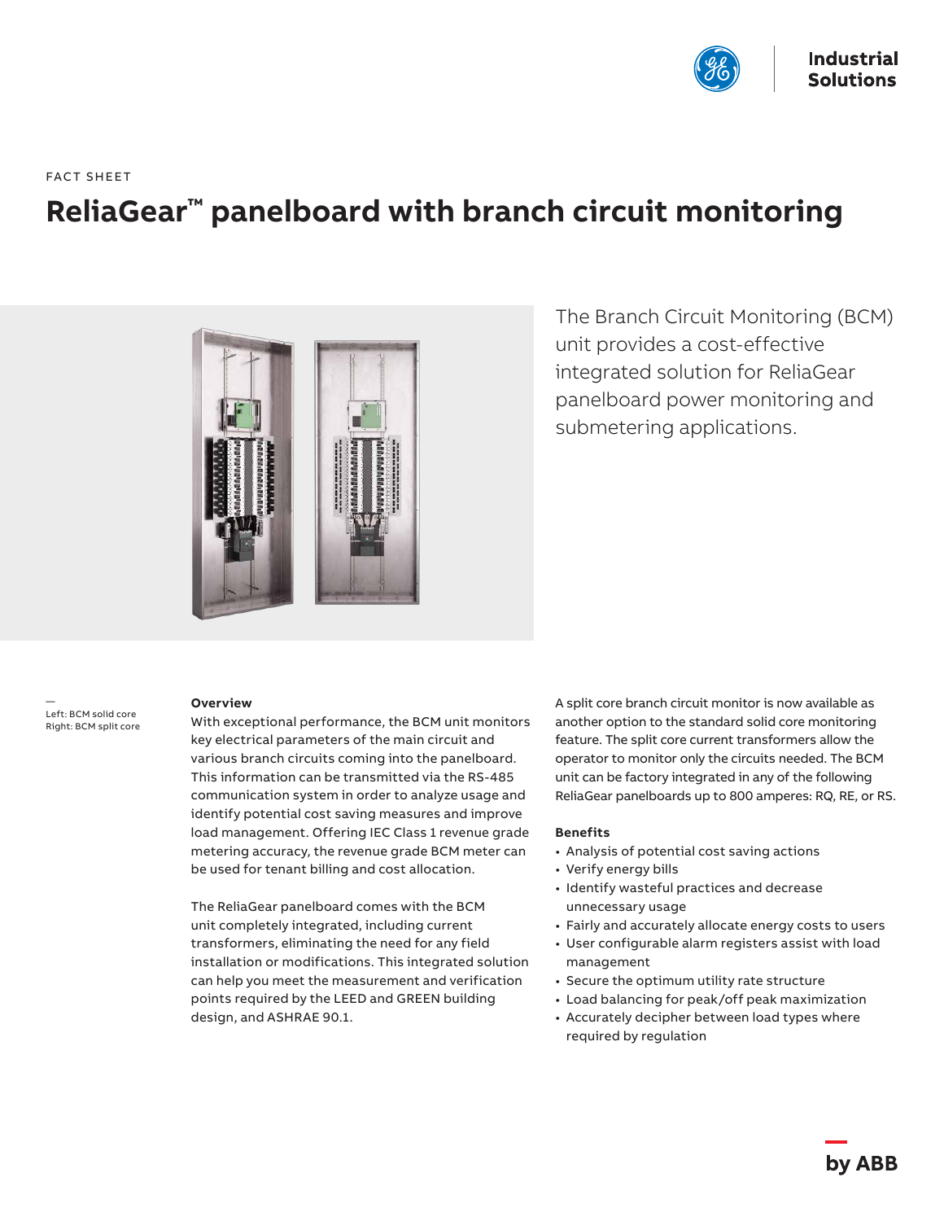FACT SHEET

# ReliaGear™ panelboard with branch circuit monitoring

The Branch Circuit Monitoring (BCM) unit provides a cost-effective integrated solution for ReliaGear panelboard power monitoring and submetering applications.

—
Left: BCM solid core
Right: BCM split core

### Overview

With exceptional performance, the BCM unit monitors key electrical parameters of the main circuit and various branch circuits coming into the panelboard. This information can be transmitted via the RS-485 communication system in order to analyze usage and identify potential cost saving measures and improve load management. Offering IEC Class 1 revenue grade metering accuracy, the revenue grade BCM meter can be used for tenant billing and cost allocation.

The ReliaGear panelboard comes with the BCM unit completely integrated, including current transformers, eliminating the need for any field installation or modifications. This integrated solution can help you meet the measurement and verification points required by the LEED and GREEN building design, and ASHRAE 90.1.

A split core branch circuit monitor is now available as another option to the standard solid core monitoring feature. The split core current transformers allow the operator to monitor only the circuits needed. The BCM unit can be factory integrated in any of the following ReliaGear panelboards up to 800 amperes: RQ, RE, or RS.

### Benefits

- Analysis of potential cost saving actions
- Verify energy bills
- Identify wasteful practices and decrease unnecessary usage
- Fairly and accurately allocate energy costs to users
- User configurable alarm registers assist with load management
- Secure the optimum utility rate structure
- Load balancing for peak/off peak maximization
- Accurately decipher between load types where required by regulation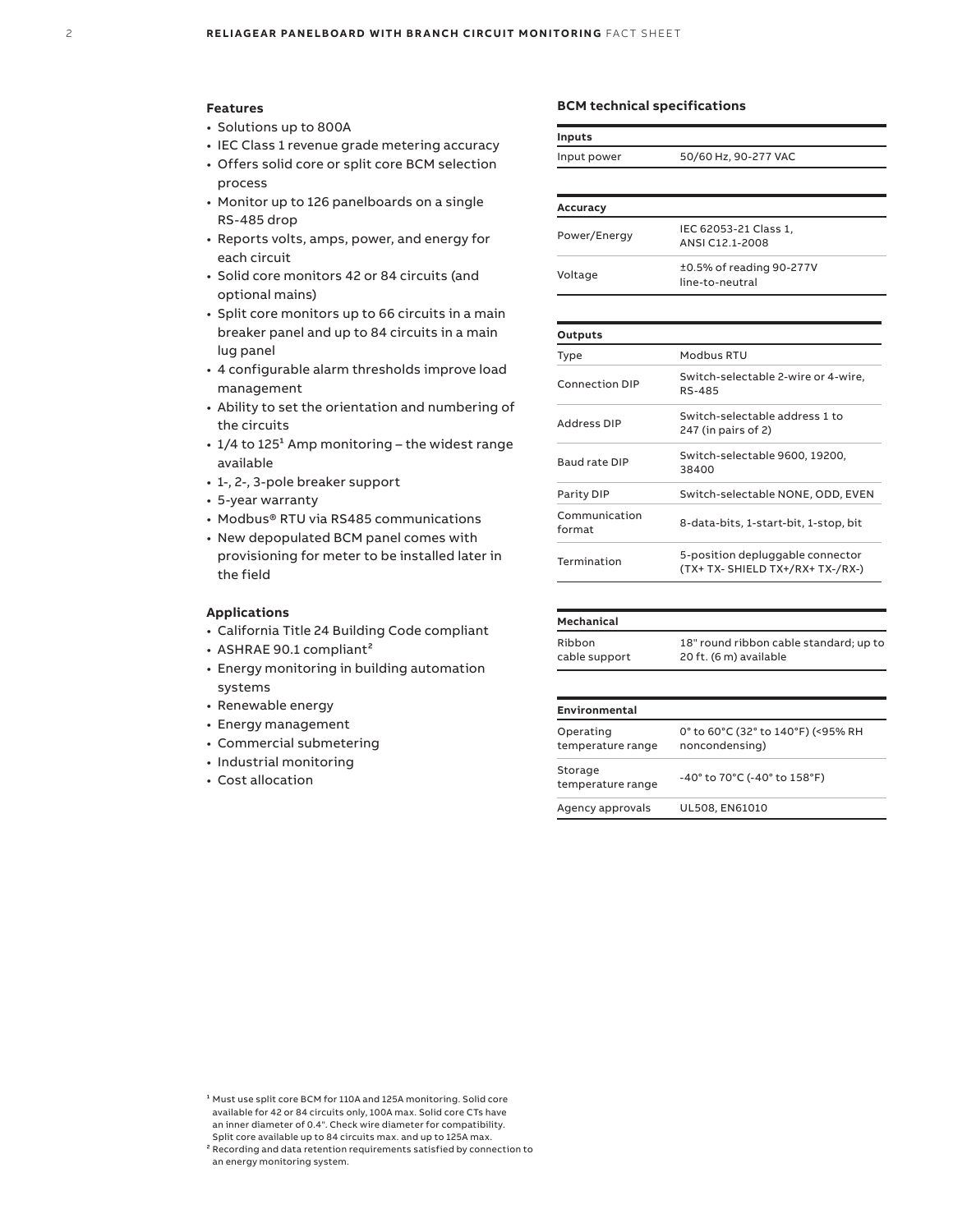### Features

- Solutions up to 800A
- IEC Class 1 revenue grade metering accuracy
- Offers solid core or split core BCM selection process
- Monitor up to 126 panelboards on a single RS-485 drop
- Reports volts, amps, power, and energy for each circuit
- Solid core monitors 42 or 84 circuits (and optional mains)
- Split core monitors up to 66 circuits in a main breaker panel and up to 84 circuits in a main lug panel
- 4 configurable alarm thresholds improve load management
- Ability to set the orientation and numbering of the circuits
- 1/4 to 125[1] Amp monitoring – the widest range available
- 1-, 2-, 3-pole breaker support
- 5-year warranty
- Modbus® RTU via RS485 communications
- New depopulated BCM panel comes with provisioning for meter to be installed later in the field

### Applications

- California Title 24 Building Code compliant
- ASHRAE 90.1 compliant[2]
- Energy monitoring in building automation systems
- Renewable energy
- Energy management
- Commercial submetering
- Industrial monitoring
- Cost allocation

### BCM technical specifications

| Inputs | |
|---|---|
| Input power | 50/60 Hz, 90-277 VAC |

| Accuracy | |
|---|---|
| Power/Energy | IEC 62053-21 Class 1, ANSI C12.1-2008 |
| Voltage | ±0.5% of reading 90-277V line-to-neutral |

| Outputs | |
|---|---|
| Type | Modbus RTU |
| Connection DIP | Switch-selectable 2-wire or 4-wire, RS-485 |
| Address DIP | Switch-selectable address 1 to 247 (in pairs of 2) |
| Baud rate DIP | Switch-selectable 9600, 19200, 38400 |
| Parity DIP | Switch-selectable NONE, ODD, EVEN |
| Communication format | 8-data-bits, 1-start-bit, 1-stop, bit |
| Termination | 5-position depluggable connector (TX+ TX- SHIELD TX+/RX+ TX-/RX-) |

| Mechanical | |
|---|---|
| Ribbon cable support | 18" round ribbon cable standard; up to 20 ft. (6 m) available |

| Environmental | |
|---|---|
| Operating temperature range | 0° to 60°C (32° to 140°F) (<95% RH noncondensing) |
| Storage temperature range | -40° to 70°C (-40° to 158°F) |
| Agency approvals | UL508, EN61010 |

[1] Must use split core BCM for 110A and 125A monitoring. Solid core available for 42 or 84 circuits only, 100A max. Solid core CTs have an inner diameter of 0.4". Check wire diameter for compatibility. Split core available up to 84 circuits max. and up to 125A max.

[2] Recording and data retention requirements satisfied by connection to an energy monitoring system.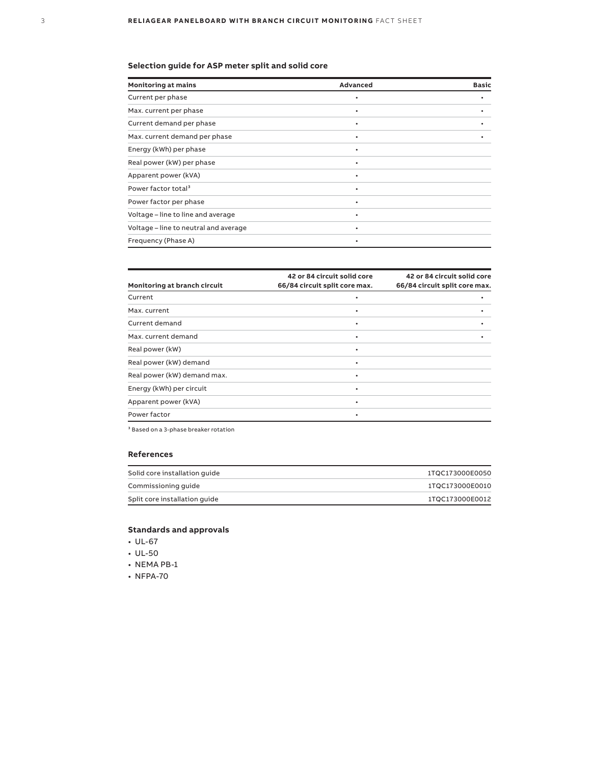## Selection guide for ASP meter split and solid core

| Monitoring at mains | Advanced | Basic |
|---|---|---|
| Current per phase | • | • |
| Max. current per phase | • | • |
| Current demand per phase | • | • |
| Max. current demand per phase | • | • |
| Energy (kWh) per phase | • | |
| Real power (kW) per phase | • | |
| Apparent power (kVA) | • | |
| Power factor total[3] | • | |
| Power factor per phase | • | |
| Voltage – line to line and average | • | |
| Voltage – line to neutral and average | • | |
| Frequency (Phase A) | • | |

| Monitoring at branch circuit | 42 or 84 circuit solid core 66/84 circuit split core max. | 42 or 84 circuit solid core 66/84 circuit split core max. |
|---|---|---|
| Current | • | • |
| Max. current | • | • |
| Current demand | • | • |
| Max. current demand | • | • |
| Real power (kW) | • | |
| Real power (kW) demand | • | |
| Real power (kW) demand max. | • | |
| Energy (kWh) per circuit | • | |
| Apparent power (kVA) | • | |
| Power factor | • | |

[3] Based on a 3-phase breaker rotation

### References

| | |
|---|---|
| Solid core installation guide | 1TQC173000E0050 |
| Commissioning guide | 1TQC173000E0010 |
| Split core installation guide | 1TQC173000E0012 |

### Standards and approvals

- UL-67
- UL-50
- NEMA PB-1
- NFPA-70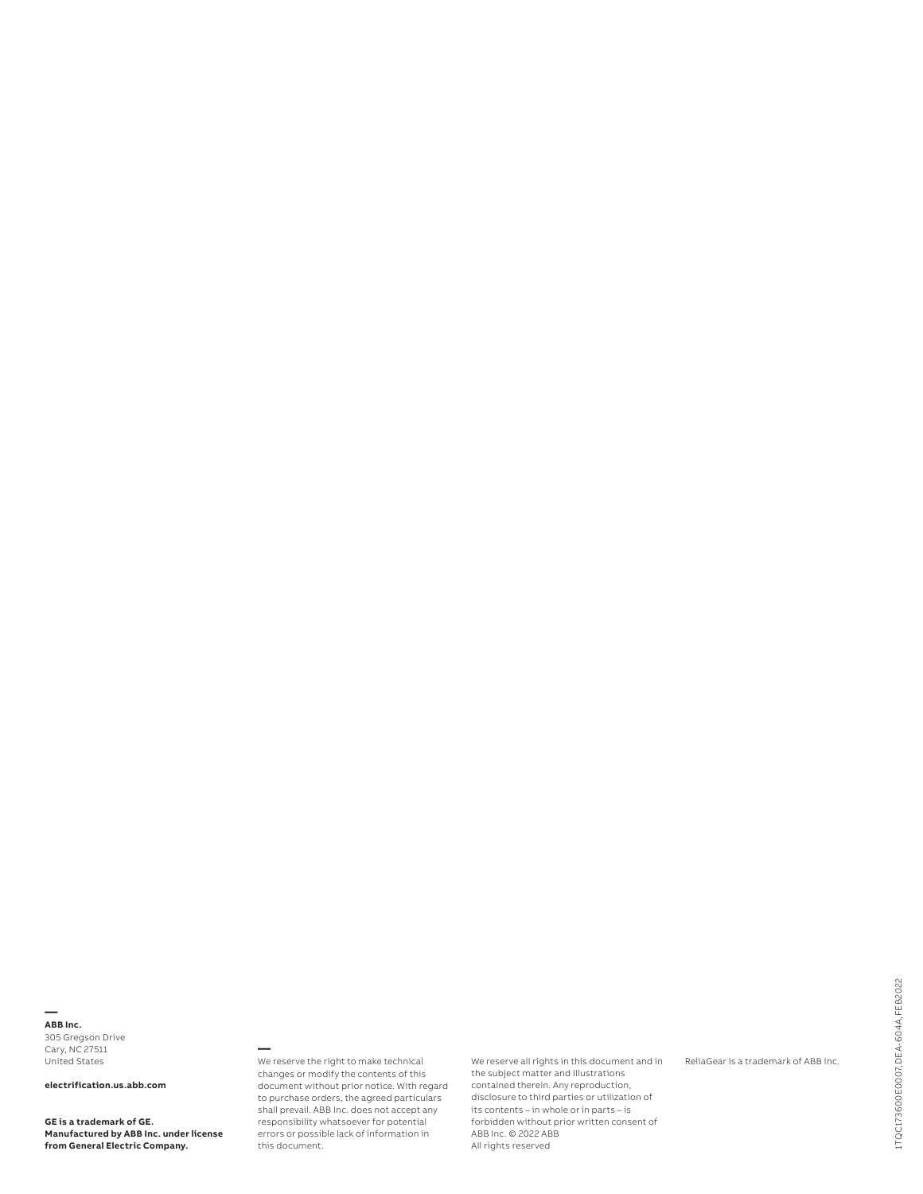**ABB Inc.**
305 Gregson Drive
Cary, NC 27511
United States

**electrification.us.abb.com**

**GE is a trademark of GE.**
**Manufactured by ABB Inc. under license from General Electric Company.**

We reserve the right to make technical changes or modify the contents of this document without prior notice. With regard to purchase orders, the agreed particulars shall prevail. ABB Inc. does not accept any responsibility whatsoever for potential errors or possible lack of information in this document.

We reserve all rights in this document and in the subject matter and illustrations contained therein. Any reproduction, disclosure to third parties or utilization of its contents – in whole or in parts – is forbidden without prior written consent of ABB Inc. © 2022 ABB
All rights reserved

ReliaGear is a trademark of ABB Inc.

1TQC173600E0007,DEA-604A,FEB2022